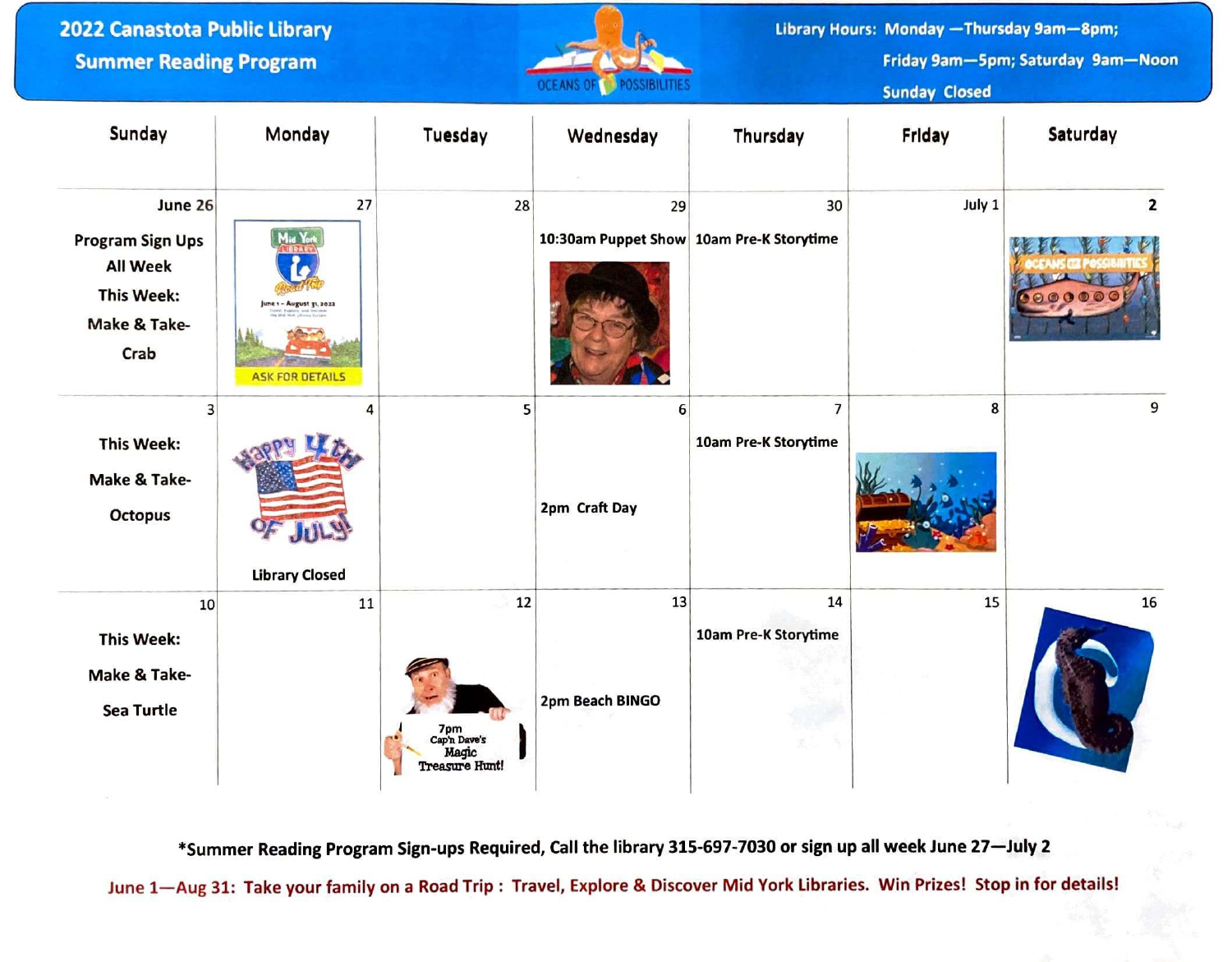# 2022 Canastota Public Library Summer Reading Program

OCEANS OF POSSIBILITIES

**Library Hours:** Monday—Thursday 9am—8pm; Friday 9am—5pm; Saturday 9am—Noon; Sunday Closed

| Sunday | Monday | Tuesday | Wednesday | Thursday | Friday | Saturday |
|---|---|---|---|---|---|---|
| June 26<br>Program Sign Ups All Week<br>This Week: Make & Take- Crab | 27<br>Mid York Library Road Trip, June 1 – August 31, 2022<br>ASK FOR DETAILS | 28 | 29<br>10:30am Puppet Show | 30<br>10am Pre-K Storytime | July 1 | 2 |
| 3<br>This Week: Make & Take- Octopus | 4<br>Happy 4th of July!<br>Library Closed | 5 | 6<br>2pm Craft Day | 7<br>10am Pre-K Storytime | 8 | 9 |
| 10<br>This Week: Make & Take- Sea Turtle | 11 | 12<br>7pm Cap'n Dave's Magic Treasure Hunt! | 13<br>2pm Beach BINGO | 14<br>10am Pre-K Storytime | 15 | 16 |

*Summer Reading Program Sign-ups Required, Call the library 315-697-7030 or sign up all week June 27—July 2

June 1—Aug 31: Take your family on a Road Trip : Travel, Explore & Discover Mid York Libraries. Win Prizes! Stop in for details!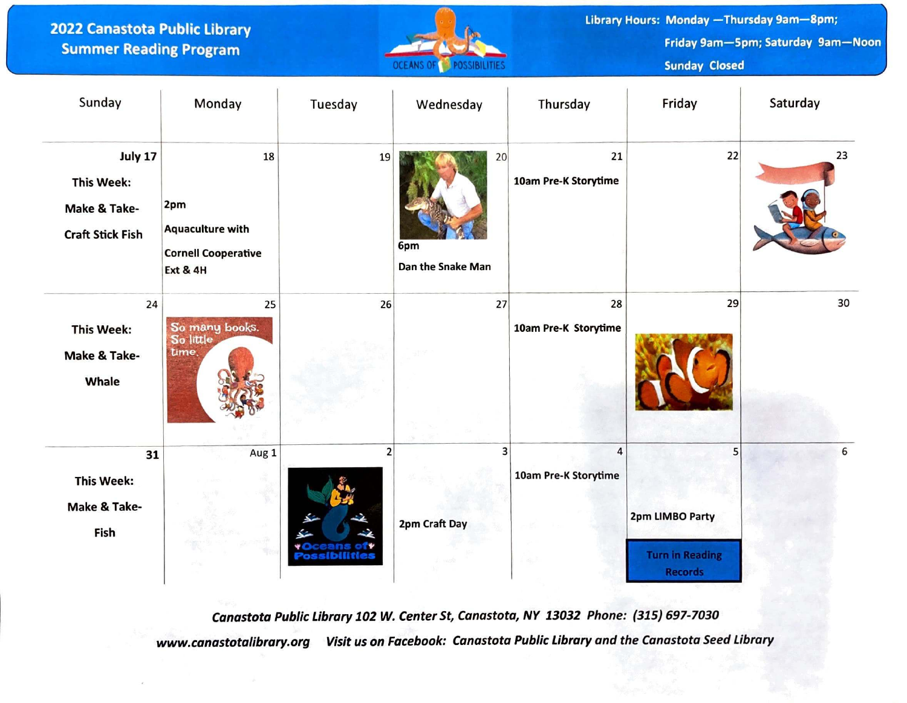# 2022 Canastota Public Library Summer Reading Program

OCEANS OF POSSIBILITIES

**Library Hours:** Monday —Thursday 9am—8pm; Friday 9am—5pm; Saturday 9am—Noon; Sunday Closed

| Sunday | Monday | Tuesday | Wednesday | Thursday | Friday | Saturday |
|---|---|---|---|---|---|---|
| **July 17** **This Week: Make & Take- Craft Stick Fish** | 18 **2pm Aquaculture with Cornell Cooperative Ext & 4H** | 19 | 20 **6pm Dan the Snake Man** | 21 **10am Pre-K Storytime** | 22 | 23 |
| 24 **This Week: Make & Take- Whale** | 25 So many books. So little time. | 26 | 27 | 28 **10am Pre-K Storytime** | 29 | 30 |
| **31** **This Week: Make & Take- Fish** | Aug 1 | 2 Oceans of Possibilities | 3 **2pm Craft Day** | 4 **10am Pre-K Storytime** | 5 **2pm LIMBO Party** Turn in Reading Records | 6 |

***Canastota Public Library 102 W. Center St, Canastota, NY 13032 Phone: (315) 697-7030***

***www.canastotalibrary.org Visit us on Facebook: Canastota Public Library and the Canastota Seed Library***